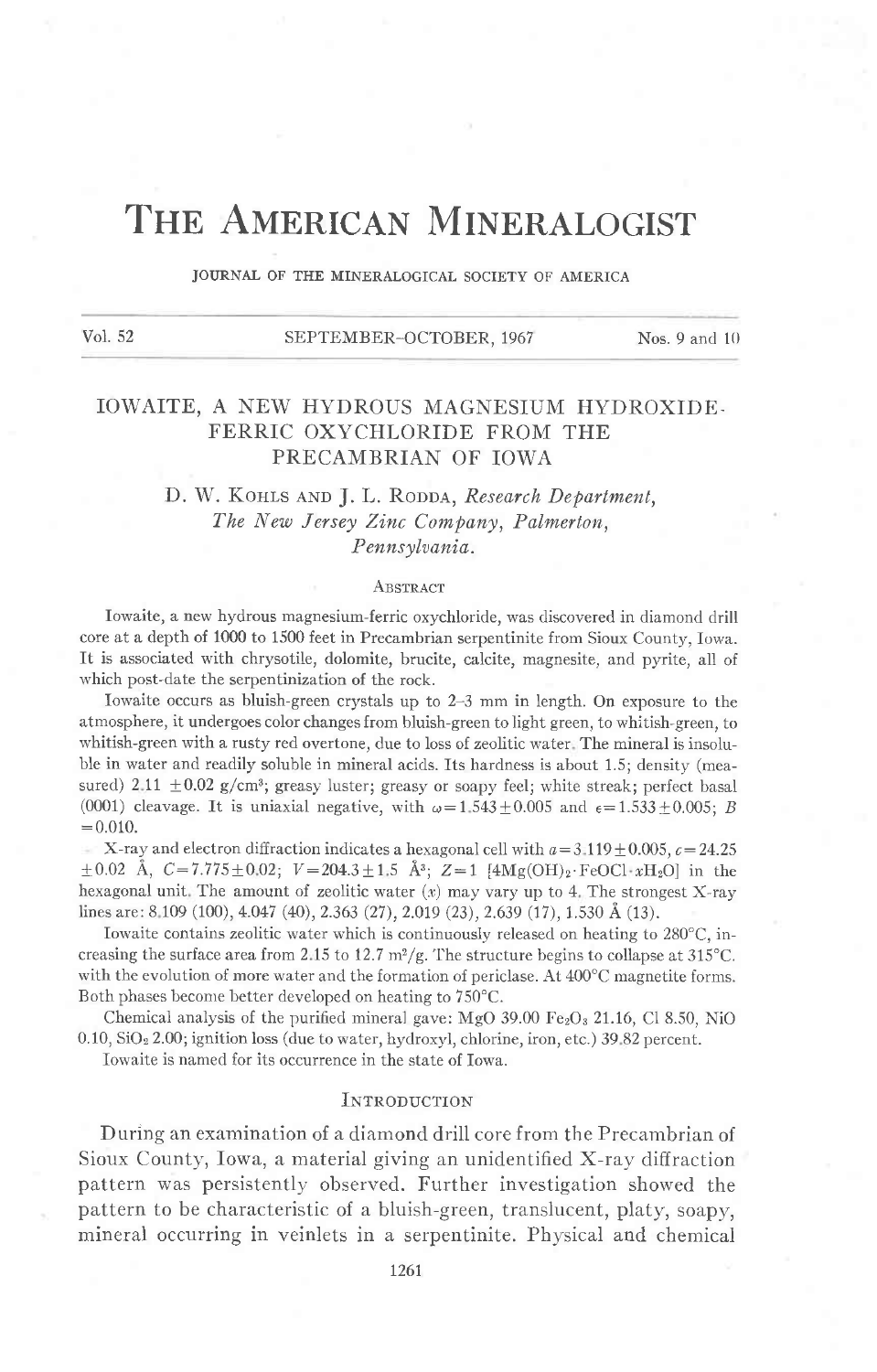# THE AMERICAN MINERALOGIST

JOURNAL OF THE MINERALOGICAL SOCIETY OF AMERICA

Vol. 52 SEPTEMBER-OCTOBER, 1967 Nos. 9 and 10

## IOWAITE, A NEW HYDROUS MAGNESIUM HYDROXIDE-FERRIC OXYCHLORIDE FROM THE PRECAMBRIAN OF IOWA

D. W. KOHLS AND J. L. RODDA, *Research Department, The New Jersey Zinc Company, Palmerton, Pennsylvania.*

### ABSTRACT

Iowaite, a new hydrous magnesium-ferric oxychloride, was discovered in diamond drill core at a depth of 1000 to 1500 feet in Precambrian serpentinite from Sioux County, Iowa. It is associated with chrysotile, dolomite, brucite, calcite, magnesite, and pyrite, all of which post-date the serpentinization of the rock.

Iowaite occurs as bluish-green crystals up to 2–3 mm in length. On exposure to the atmosphere, it undergoes color changes from bluish-green to light green, to whitish-green, to whitish-green with a rusty red overtone, due to loss of zeolitic water. The mineral is insoluble in water and readily soluble in mineral acids. Its hardness is about 1.5; density (measured) 2.11 $\pm 0.02$ g/cm$^3$; greasy luster; greasy or soapy feel; white streak; perfect basal (0001) cleavage. It is uniaxial negative, with $\omega = 1.543 \pm 0.005$ and $\epsilon = 1.533 \pm 0.005$; $B = 0.010$.

X-ray and electron diffraction indicates a hexagonal cell with $a = 3.119 \pm 0.005$, $c = 24.25 \pm 0.02$ Å, $C = 7.775 \pm 0.02$; $V = 204.3 \pm 1.5$ Å$^3$; $Z = 1$ [$4Mg(OH)_2 \cdot FeOCl \cdot xH_2O$] in the hexagonal unit. The amount of zeolitic water ($x$) may vary up to 4. The strongest X-ray lines are: 8.109 (100), 4.047 (40), 2.363 (27), 2.019 (23), 2.639 (17), 1.530 Å (13).

Iowaite contains zeolitic water which is continuously released on heating to 280°C, increasing the surface area from 2.15 to 12.7 m$^2$/g. The structure begins to collapse at 315°C. with the evolution of more water and the formation of periclase. At 400°C magnetite forms. Both phases become better developed on heating to 750°C.

Chemical analysis of the purified mineral gave: MgO 39.00 $Fe_2O_3$ 21.16, Cl 8.50, NiO 0.10, $SiO_2$ 2.00; ignition loss (due to water, hydroxyl, chlorine, iron, etc.) 39.82 percent.

Iowaite is named for its occurrence in the state of Iowa.

### INTRODUCTION

During an examination of a diamond drill core from the Precambrian of Sioux County, Iowa, a material giving an unidentified X-ray diffraction pattern was persistently observed. Further investigation showed the pattern to be characteristic of a bluish-green, translucent, platy, soapy, mineral occurring in veinlets in a serpentinite. Physical and chemical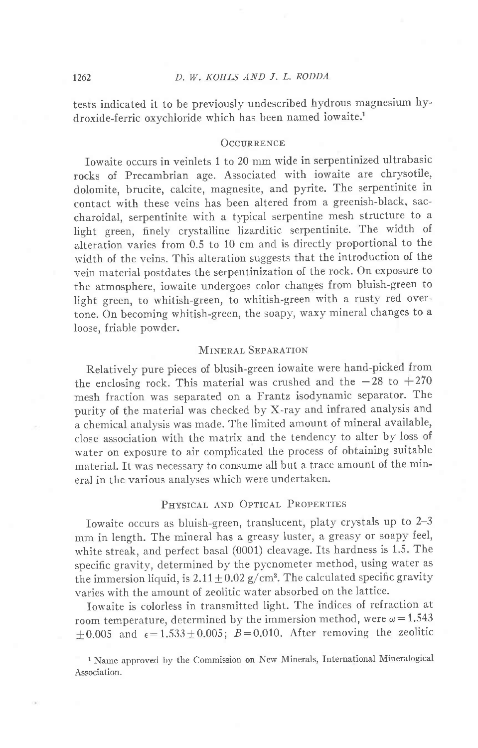tests indicated it to be previously undescribed hydrous magnesium hydroxide-ferric oxychloride which has been named iowaite.[1]

## Occurrence

Iowaite occurs in veinlets 1 to 20 mm wide in serpentinized ultrabasic rocks of Precambrian age. Associated with iowaite are chrysotile, dolomite, brucite, calcite, magnesite, and pyrite. The serpentinite in contact with these veins has been altered from a greenish-black, saccharoidal, serpentinite with a typical serpentine mesh structure to a light green, finely crystalline lizarditic serpentinite. The width of alteration varies from 0.5 to 10 cm and is directly proportional to the width of the veins. This alteration suggests that the introduction of the vein material postdates the serpentinization of the rock. On exposure to the atmosphere, iowaite undergoes color changes from bluish-green to light green, to whitish-green, to whitish-green with a rusty red overtone. On becoming whitish-green, the soapy, waxy mineral changes to a loose, friable powder.

## Mineral Separation

Relatively pure pieces of blusih-green iowaite were hand-picked from the enclosing rock. This material was crushed and the $-28$ to $+270$ mesh fraction was separated on a Frantz isodynamic separator. The purity of the material was checked by X-ray and infrared analysis and a chemical analysis was made. The limited amount of mineral available, close association with the matrix and the tendency to alter by loss of water on exposure to air complicated the process of obtaining suitable material. It was necessary to consume all but a trace amount of the mineral in the various analyses which were undertaken.

## Physical and Optical Properties

Iowaite occurs as bluish-green, translucent, platy crystals up to 2–3 mm in length. The mineral has a greasy luster, a greasy or soapy feel, white streak, and perfect basal (0001) cleavage. Its hardness is 1.5. The specific gravity, determined by the pycnometer method, using water as the immersion liquid, is $2.11 \pm 0.02$ g/cm$^3$. The calculated specific gravity varies with the amount of zeolitic water absorbed on the lattice.

Iowaite is colorless in transmitted light. The indices of refraction at room temperature, determined by the immersion method, were $\omega = 1.543 \pm 0.005$ and $\epsilon = 1.533 \pm 0.005$; $B = 0.010$. After removing the zeolitic

[1] Name approved by the Commission on New Minerals, International Mineralogical Association.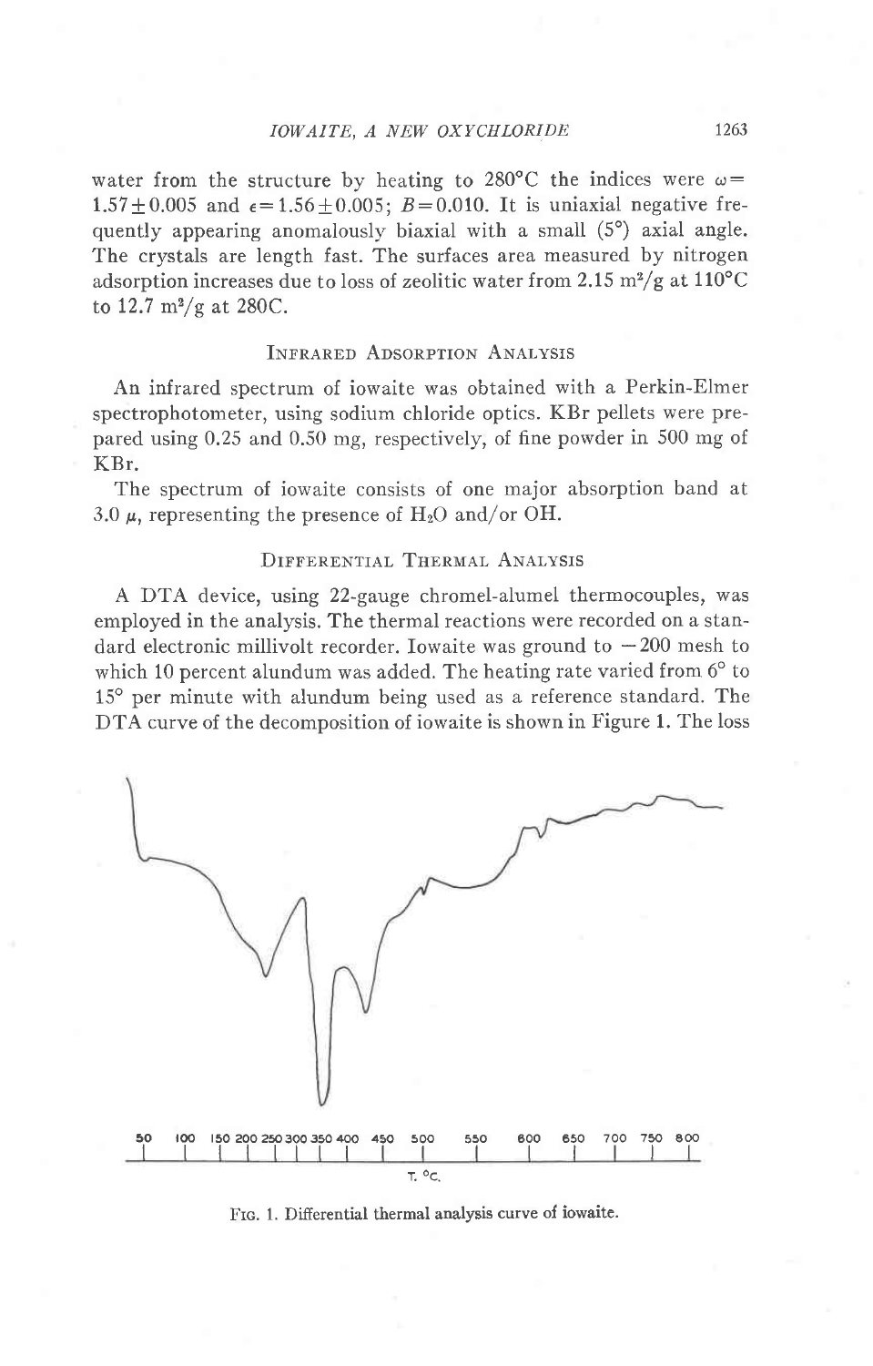water from the structure by heating to 280°C the indices were $\omega = 1.57 \pm 0.005$ and $\epsilon = 1.56 \pm 0.005$; $B = 0.010$. It is uniaxial negative frequently appearing anomalously biaxial with a small (5°) axial angle. The crystals are length fast. The surfaces area measured by nitrogen adsorption increases due to loss of zeolitic water from 2.15 $m^2/g$ at 110°C to 12.7 $m^2/g$ at 280C.

## Infrared Adsorption Analysis

An infrared spectrum of iowaite was obtained with a Perkin-Elmer spectrophotometer, using sodium chloride optics. KBr pellets were prepared using 0.25 and 0.50 mg, respectively, of fine powder in 500 mg of KBr.

The spectrum of iowaite consists of one major absorption band at 3.0 $\mu$, representing the presence of $H_2O$ and/or OH.

## Differential Thermal Analysis

A DTA device, using 22-gauge chromel-alumel thermocouples, was employed in the analysis. The thermal reactions were recorded on a standard electronic millivolt recorder. Iowaite was ground to −200 mesh to which 10 percent alundum was added. The heating rate varied from 6° to 15° per minute with alundum being used as a reference standard. The DTA curve of the decomposition of iowaite is shown in Figure 1. The loss

Fig. 1. Differential thermal analysis curve of iowaite.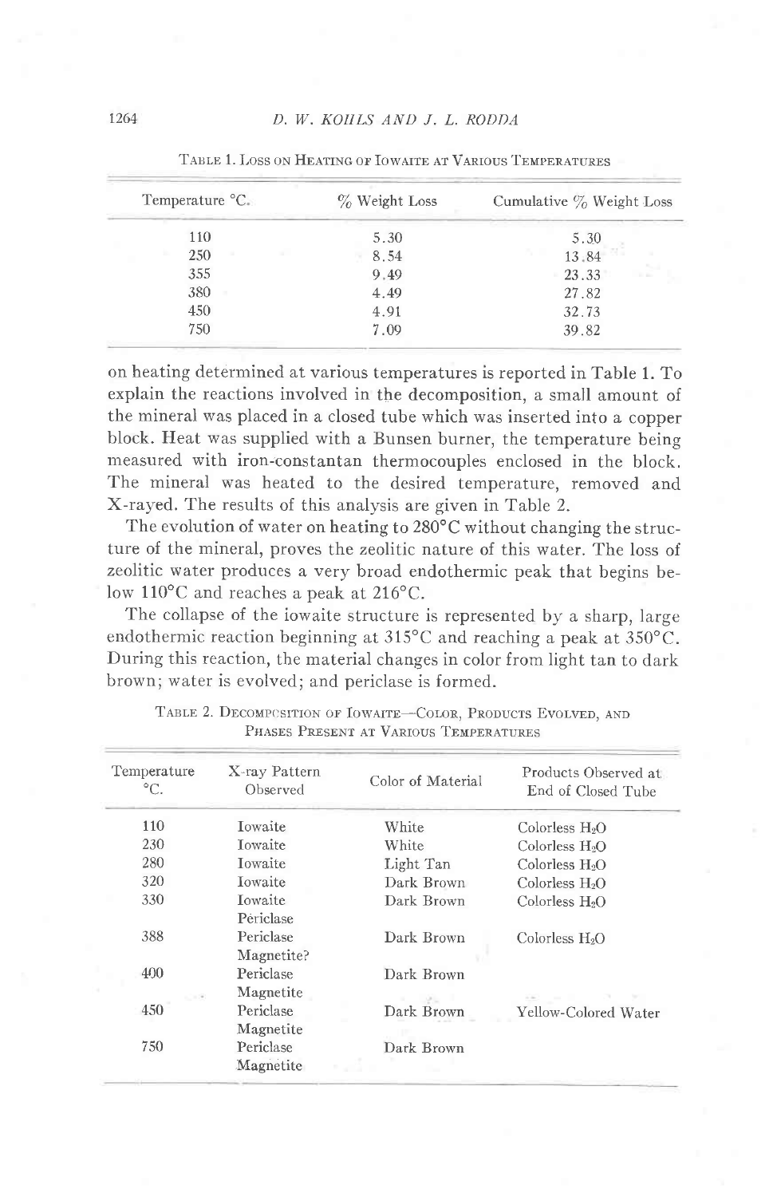Table 1. Loss on Heating of Iowaite at Various Temperatures

| Temperature °C. | % Weight Loss | Cumulative % Weight Loss |
|---|---|---|
| 110 | 5.30 | 5.30 |
| 250 | 8.54 | 13.84 |
| 355 | 9.49 | 23.33 |
| 380 | 4.49 | 27.82 |
| 450 | 4.91 | 32.73 |
| 750 | 7.09 | 39.82 |

on heating determined at various temperatures is reported in Table 1. To explain the reactions involved in the decomposition, a small amount of the mineral was placed in a closed tube which was inserted into a copper block. Heat was supplied with a Bunsen burner, the temperature being measured with iron-constantan thermocouples enclosed in the block. The mineral was heated to the desired temperature, removed and X-rayed. The results of this analysis are given in Table 2.

The evolution of water on heating to 280°C without changing the structure of the mineral, proves the zeolitic nature of this water. The loss of zeolitic water produces a very broad endothermic peak that begins below 110°C and reaches a peak at 216°C.

The collapse of the iowaite structure is represented by a sharp, large endothermic reaction beginning at 315°C and reaching a peak at 350°C. During this reaction, the material changes in color from light tan to dark brown; water is evolved; and periclase is formed.

Table 2. Decomposition of Iowaite—Color, Products Evolved, and Phases Present at Various Temperatures

| Temperature °C. | X-ray Pattern Observed | Color of Material | Products Observed at End of Closed Tube |
|---|---|---|---|
| 110 | Iowaite | White | Colorless $H_2O$ |
| 230 | Iowaite | White | Colorless $H_2O$ |
| 280 | Iowaite | Light Tan | Colorless $H_2O$ |
| 320 | Iowaite | Dark Brown | Colorless $H_2O$ |
| 330 | Iowaite Periclase | Dark Brown | Colorless $H_2O$ |
| 388 | Periclase Magnetite? | Dark Brown | Colorless $H_2O$ |
| 400 | Periclase Magnetite | Dark Brown | |
| 450 | Periclase Magnetite | Dark Brown | Yellow-Colored Water |
| 750 | Periclase Magnetite | Dark Brown | |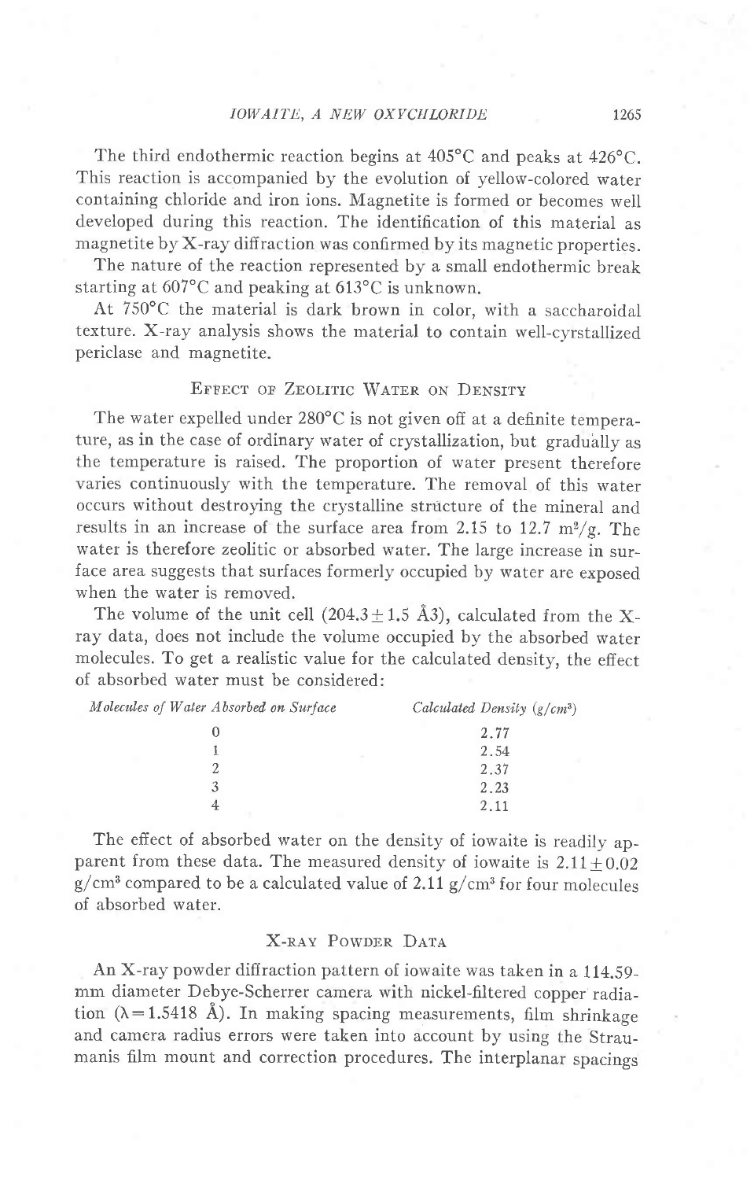The third endothermic reaction begins at 405°C and peaks at 426°C. This reaction is accompanied by the evolution of yellow-colored water containing chloride and iron ions. Magnetite is formed or becomes well developed during this reaction. The identification of this material as magnetite by X-ray diffraction was confirmed by its magnetic properties.

The nature of the reaction represented by a small endothermic break starting at 607°C and peaking at 613°C is unknown.

At 750°C the material is dark brown in color, with a saccharoidal texture. X-ray analysis shows the material to contain well-cyrstallized periclase and magnetite.

## Effect of Zeolitic Water on Density

The water expelled under 280°C is not given off at a definite temperature, as in the case of ordinary water of crystallization, but gradually as the temperature is raised. The proportion of water present therefore varies continuously with the temperature. The removal of this water occurs without destroying the crystalline structure of the mineral and results in an increase of the surface area from 2.15 to 12.7 $m^2/g$. The water is therefore zeolitic or absorbed water. The large increase in surface area suggests that surfaces formerly occupied by water are exposed when the water is removed.

The volume of the unit cell ($204.3 \pm 1.5$ Å3), calculated from the X-ray data, does not include the volume occupied by the absorbed water molecules. To get a realistic value for the calculated density, the effect of absorbed water must be considered:

| *Molecules of Water Absorbed on Surface* | *Calculated Density* ($g/cm^3$) |
|---|---|
| 0 | 2.77 |
| 1 | 2.54 |
| 2 | 2.37 |
| 3 | 2.23 |
| 4 | 2.11 |

The effect of absorbed water on the density of iowaite is readily apparent from these data. The measured density of iowaite is $2.11 \pm 0.02$ $g/cm^3$ compared to be a calculated value of 2.11 $g/cm^3$ for four molecules of absorbed water.

## X-ray Powder Data

An X-ray powder diffraction pattern of iowaite was taken in a 114.59-mm diameter Debye-Scherrer camera with nickel-filtered copper radiation ($\lambda = 1.5418$ Å). In making spacing measurements, film shrinkage and camera radius errors were taken into account by using the Straumanis film mount and correction procedures. The interplanar spacings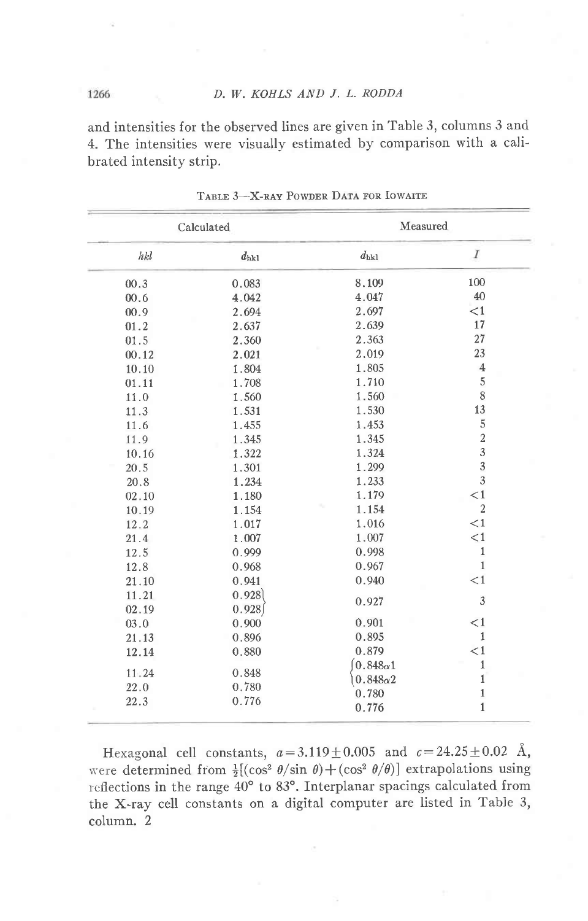and intensities for the observed lines are given in Table 3, columns 3 and 4. The intensities were visually estimated by comparison with a calibrated intensity strip.

TABLE 3—X-RAY POWDER DATA FOR IOWAITE

| Calculated | | Measured | |
|---|---|---|---|
| *hkl* | $d_{hkl}$ | $d_{hkl}$ | *I* |
| 00.3 | 0.083 | 8.109 | 100 |
| 00.6 | 4.042 | 4.047 | 40 |
| 00.9 | 2.694 | 2.697 | <1 |
| 01.2 | 2.637 | 2.639 | 17 |
| 01.5 | 2.360 | 2.363 | 27 |
| 00.12 | 2.021 | 2.019 | 23 |
| 10.10 | 1.804 | 1.805 | 4 |
| 01.11 | 1.708 | 1.710 | 5 |
| 11.0 | 1.560 | 1.560 | 8 |
| 11.3 | 1.531 | 1.530 | 13 |
| 11.6 | 1.455 | 1.453 | 5 |
| 11.9 | 1.345 | 1.345 | 2 |
| 10.16 | 1.322 | 1.324 | 3 |
| 20.5 | 1.301 | 1.299 | 3 |
| 20.8 | 1.234 | 1.233 | 3 |
| 02.10 | 1.180 | 1.179 | <1 |
| 10.19 | 1.154 | 1.154 | 2 |
| 12.2 | 1.017 | 1.016 | <1 |
| 21.4 | 1.007 | 1.007 | <1 |
| 12.5 | 0.999 | 0.998 | 1 |
| 12.8 | 0.968 | 0.967 | 1 |
| 21.10 | 0.941 | 0.940 | <1 |
| 11.21 | 0.928 | 0.927 | 3 |
| 02.19 | 0.928 | | |
| 03.0 | 0.900 | 0.901 | <1 |
| 21.13 | 0.896 | 0.895 | 1 |
| 12.14 | 0.880 | 0.879 | <1 |
| 11.24 | 0.848 | 0.848α1 | 1 |
| | | 0.848α2 | 1 |
| 22.0 | 0.780 | 0.780 | 1 |
| 22.3 | 0.776 | 0.776 | 1 |

Hexagonal cell constants, $a=3.119\pm0.005$ and $c=24.25\pm0.02$ Å, were determined from $\frac{1}{2}[(\cos^2\theta/\sin\theta)+(\cos^2\theta/\theta)]$ extrapolations using reflections in the range 40° to 83°. Interplanar spacings calculated from the X-ray cell constants on a digital computer are listed in Table 3, column. 2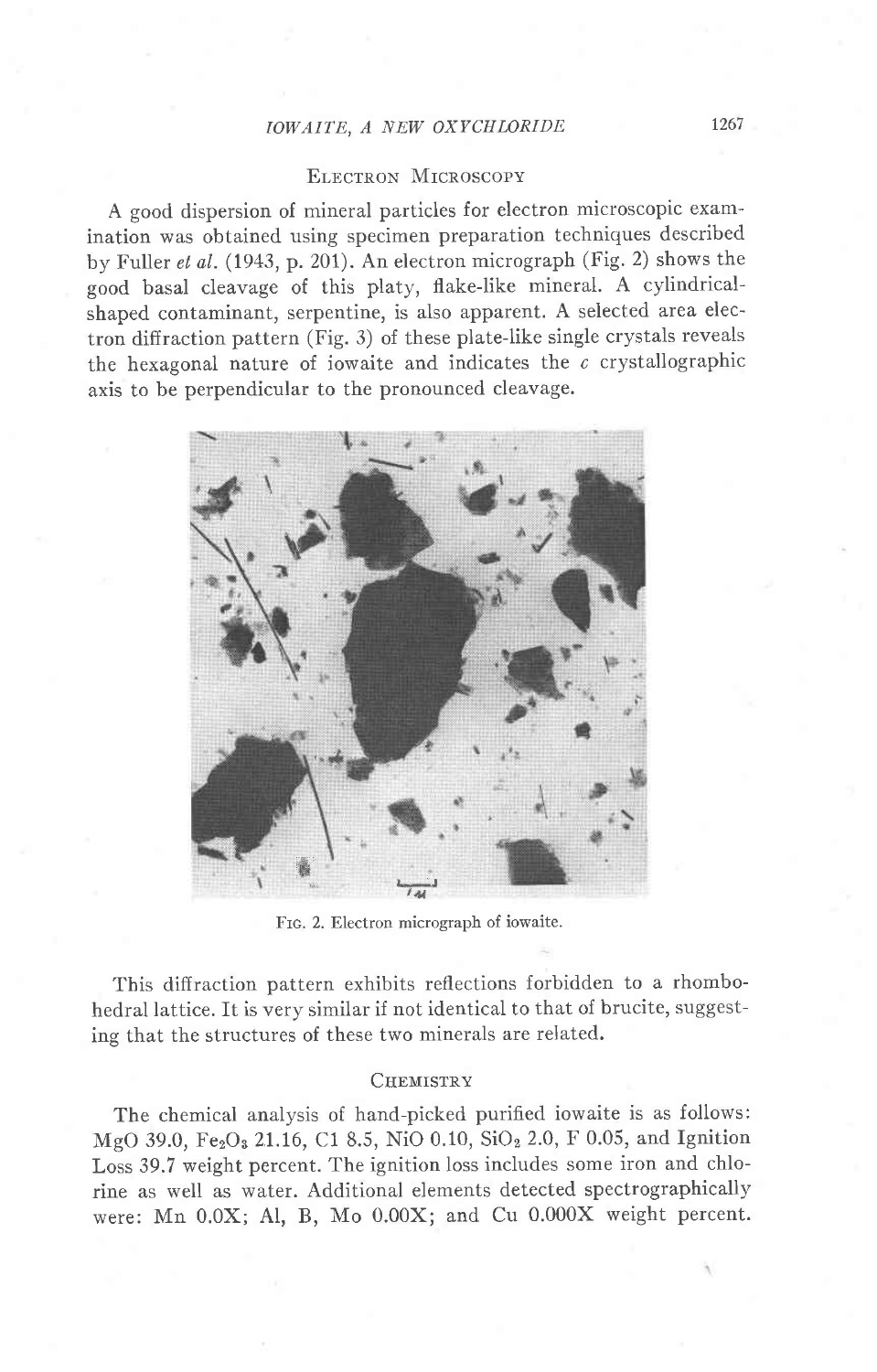## Electron Microscopy

A good dispersion of mineral particles for electron microscopic examination was obtained using specimen preparation techniques described by Fuller *et al.* (1943, p. 201). An electron micrograph (Fig. 2) shows the good basal cleavage of this platy, flake-like mineral. A cylindrical-shaped contaminant, serpentine, is also apparent. A selected area electron diffraction pattern (Fig. 3) of these plate-like single crystals reveals the hexagonal nature of iowaite and indicates the *c* crystallographic axis to be perpendicular to the pronounced cleavage.

Fig. 2. Electron micrograph of iowaite.

This diffraction pattern exhibits reflections forbidden to a rhombohedral lattice. It is very similar if not identical to that of brucite, suggesting that the structures of these two minerals are related.

## Chemistry

The chemical analysis of hand-picked purified iowaite is as follows: MgO 39.0, $Fe_2O_3$ 21.16, Cl 8.5, NiO 0.10, $SiO_2$ 2.0, F 0.05, and Ignition Loss 39.7 weight percent. The ignition loss includes some iron and chlorine as well as water. Additional elements detected spectrographically were: Mn 0.0X; Al, B, Mo 0.00X; and Cu 0.000X weight percent.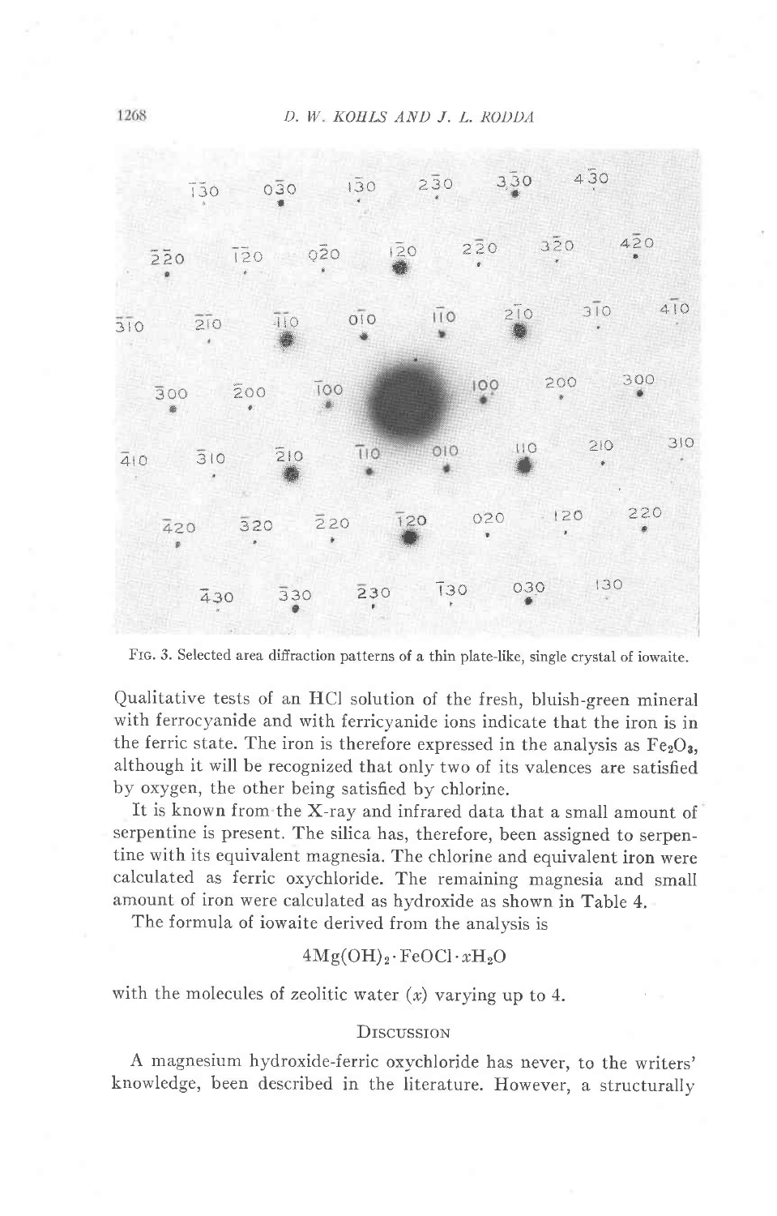FIG. 3. Selected area diffraction patterns of a thin plate-like, single crystal of iowaite.

Qualitative tests of an HCl solution of the fresh, bluish-green mineral with ferrocyanide and with ferricyanide ions indicate that the iron is in the ferric state. The iron is therefore expressed in the analysis as $Fe_2O_3$, although it will be recognized that only two of its valences are satisfied by oxygen, the other being satisfied by chlorine.

It is known from the X-ray and infrared data that a small amount of serpentine is present. The silica has, therefore, been assigned to serpentine with its equivalent magnesia. The chlorine and equivalent iron were calculated as ferric oxychloride. The remaining magnesia and small amount of iron were calculated as hydroxide as shown in Table 4.

The formula of iowaite derived from the analysis is

$$4Mg(OH)_2 \cdot FeOCl \cdot xH_2O$$

with the molecules of zeolitic water ($x$) varying up to 4.

## DISCUSSION

A magnesium hydroxide-ferric oxychloride has never, to the writers' knowledge, been described in the literature. However, a structurally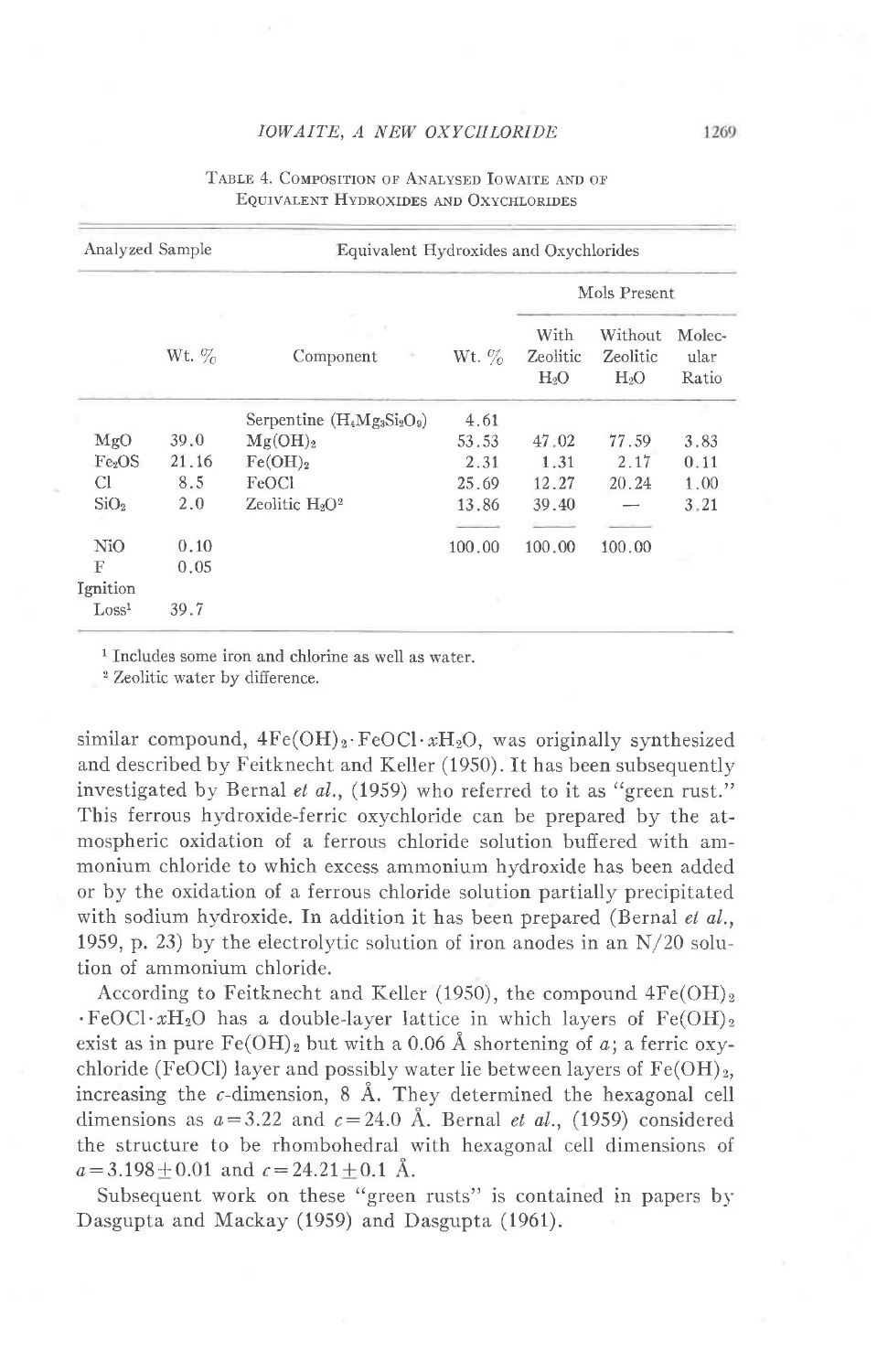TABLE 4. COMPOSITION OF ANALYSED IOWAITE AND OF EQUIVALENT HYDROXIDES AND OXYCHLORIDES

| Analyzed Sample | | Equivalent Hydroxides and Oxychlorides | | | | |
|---|---|---|---|---|---|---|
| | | | | Mols Present | | |
| | Wt. % | Component | Wt. % | With Zeolitic $H_2O$ | Without Zeolitic $H_2O$ | Molecular Ratio |
| | | Serpentine ($H_4Mg_3Si_2O_9$) | 4.61 | | | |
| MgO | 39.0 | $Mg(OH)_2$ | 53.53 | 47.02 | 77.59 | 3.83 |
| $Fe_2OS$ | 21.16 | $Fe(OH)_2$ | 2.31 | 1.31 | 2.17 | 0.11 |
| Cl | 8.5 | FeOCl | 25.69 | 12.27 | 20.24 | 1.00 |
| $SiO_2$ | 2.0 | Zeolitic $H_2O$[2] | 13.86 | 39.40 | — | 3.21 |
| NiO | 0.10 | | 100.00 | 100.00 | 100.00 | |
| F | 0.05 | | | | | |
| Ignition Loss[1] | 39.7 | | | | | |

[1] Includes some iron and chlorine as well as water.

[2] Zeolitic water by difference.

similar compound, $4Fe(OH)_2 \cdot FeOCl \cdot xH_2O$, was originally synthesized and described by Feitknecht and Keller (1950). It has been subsequently investigated by Bernal *et al.*, (1959) who referred to it as "green rust." This ferrous hydroxide-ferric oxychloride can be prepared by the atmospheric oxidation of a ferrous chloride solution buffered with ammonium chloride to which excess ammonium hydroxide has been added or by the oxidation of a ferrous chloride solution partially precipitated with sodium hydroxide. In addition it has been prepared (Bernal *et al.*, 1959, p. 23) by the electrolytic solution of iron anodes in an N/20 solution of ammonium chloride.

According to Feitknecht and Keller (1950), the compound $4Fe(OH)_2 \cdot FeOCl \cdot xH_2O$ has a double-layer lattice in which layers of $Fe(OH)_2$ exist as in pure $Fe(OH)_2$ but with a 0.06 Å shortening of $a$; a ferric oxychloride (FeOCl) layer and possibly water lie between layers of $Fe(OH)_2$, increasing the $c$-dimension, 8 Å. They determined the hexagonal cell dimensions as $a=3.22$ and $c=24.0$ Å. Bernal *et al.*, (1959) considered the structure to be rhombohedral with hexagonal cell dimensions of $a=3.198 \pm 0.01$ and $c=24.21 \pm 0.1$ Å.

Subsequent work on these "green rusts" is contained in papers by Dasgupta and Mackay (1959) and Dasgupta (1961).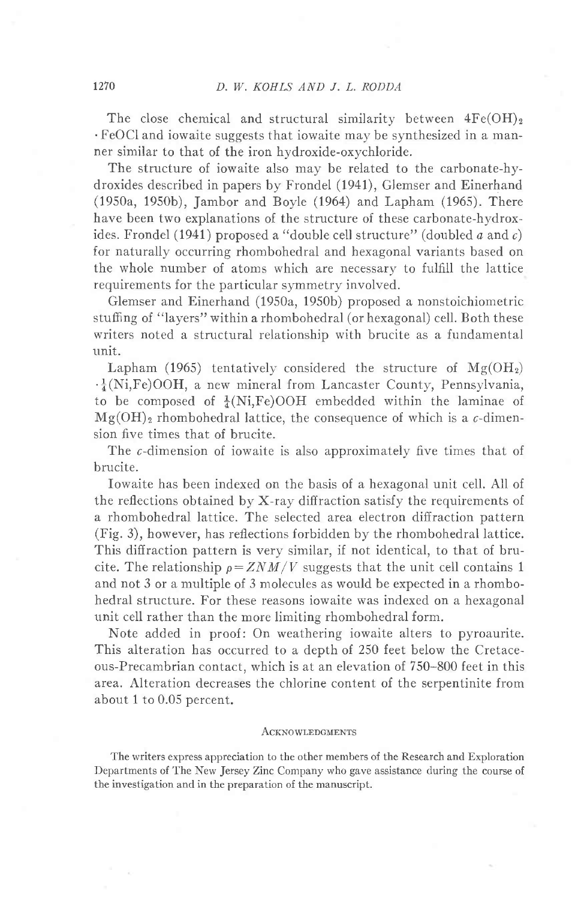The close chemical and structural similarity between $4Fe(OH)_2 \cdot FeOCl$ and iowaite suggests that iowaite may be synthesized in a manner similar to that of the iron hydroxide-oxychloride.

The structure of iowaite also may be related to the carbonate-hydroxides described in papers by Frondel (1941), Glemser and Einerhand (1950a, 1950b), Jambor and Boyle (1964) and Lapham (1965). There have been two explanations of the structure of these carbonate-hydroxides. Frondel (1941) proposed a "double cell structure" (doubled $a$ and $c$) for naturally occurring rhombohedral and hexagonal variants based on the whole number of atoms which are necessary to fulfill the lattice requirements for the particular symmetry involved.

Glemser and Einerhand (1950a, 1950b) proposed a nonstoichiometric stuffing of "layers" within a rhombohedral (or hexagonal) cell. Both these writers noted a structural relationship with brucite as a fundamental unit.

Lapham (1965) tentatively considered the structure of $Mg(OH_2) \cdot \frac{1}{4}(Ni,Fe)OOH$, a new mineral from Lancaster County, Pennsylvania, to be composed of $\frac{1}{4}(Ni,Fe)OOH$ embedded within the laminae of $Mg(OH)_2$ rhombohedral lattice, the consequence of which is a $c$-dimension five times that of brucite.

The $c$-dimension of iowaite is also approximately five times that of brucite.

Iowaite has been indexed on the basis of a hexagonal unit cell. All of the reflections obtained by X-ray diffraction satisfy the requirements of a rhombohedral lattice. The selected area electron diffraction pattern (Fig. 3), however, has reflections forbidden by the rhombohedral lattice. This diffraction pattern is very similar, if not identical, to that of brucite. The relationship $\rho = ZNM/V$ suggests that the unit cell contains 1 and not 3 or a multiple of 3 molecules as would be expected in a rhombohedral structure. For these reasons iowaite was indexed on a hexagonal unit cell rather than the more limiting rhombohedral form.

Note added in proof: On weathering iowaite alters to pyroaurite. This alteration has occurred to a depth of 250 feet below the Cretaceous-Precambrian contact, which is at an elevation of 750–800 feet in this area. Alteration decreases the chlorine content of the serpentinite from about 1 to 0.05 percent.

## Acknowledgments

The writers express appreciation to the other members of the Research and Exploration Departments of The New Jersey Zinc Company who gave assistance during the course of the investigation and in the preparation of the manuscript.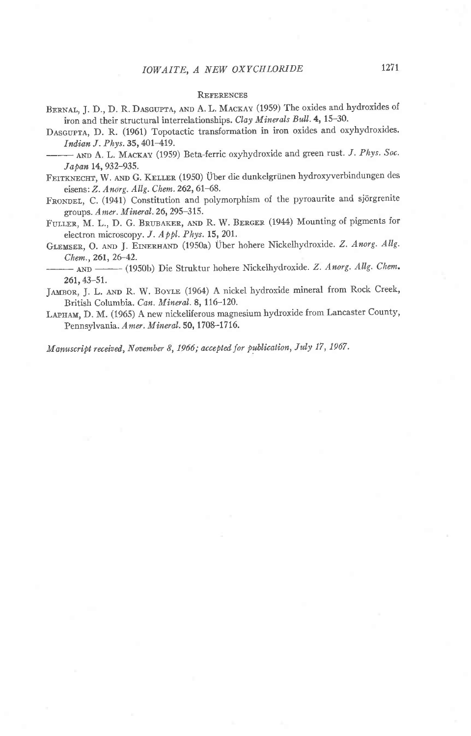## References

BERNAL, J. D., D. R. DASGUPTA, AND A. L. MACKAY (1959) The oxides and hydroxides of iron and their structural interrelationships. *Clay Minerals Bull.* **4**, 15–30.

DASGUPTA, D. R. (1961) Topotactic transformation in iron oxides and oxyhydroxides. *Indian J. Phys.* **35**, 401–419.

——— AND A. L. MACKAY (1959) Beta-ferric oxyhydroxide and green rust. *J. Phys. Soc. Japan* **14**, 932–935.

FEITKNECHT, W. AND G. KELLER (1950) Über die dunkelgrünen hydroxyverbindungen des eisens: *Z. Anorg. Allg. Chem.* **262**, 61–68.

FRONDEL, C. (1941) Constitution and polymorphism of the pyroaurite and sjörgrenite groups. *Amer. Mineral.* **26**, 295–315.

FULLER, M. L., D. G. BRUBAKER, AND R. W. BERGER (1944) Mounting of pigments for electron microscopy. *J. Appl. Phys.* **15**, 201.

GLEMSER, O. AND J. EINERHAND (1950a) Über hohere Nickelhydroxide. *Z. Anorg. Allg. Chem.*, **261**, 26–42.

——— AND ——— (1950b) Die Struktur hohere Nickelhydroxide. *Z. Anorg. Allg. Chem.* **261**, 43–51.

JAMBOR, J. L. AND R. W. BOYLE (1964) A nickel hydroxide mineral from Rock Creek, British Columbia. *Can. Mineral.* **8**, 116–120.

LAPHAM, D. M. (1965) A new nickeliferous magnesium hydroxide from Lancaster County, Pennsylvania. *Amer. Mineral.* **50**, 1708–1716.

*Manuscript received, November 8, 1966; accepted for publication, July 17, 1967.*